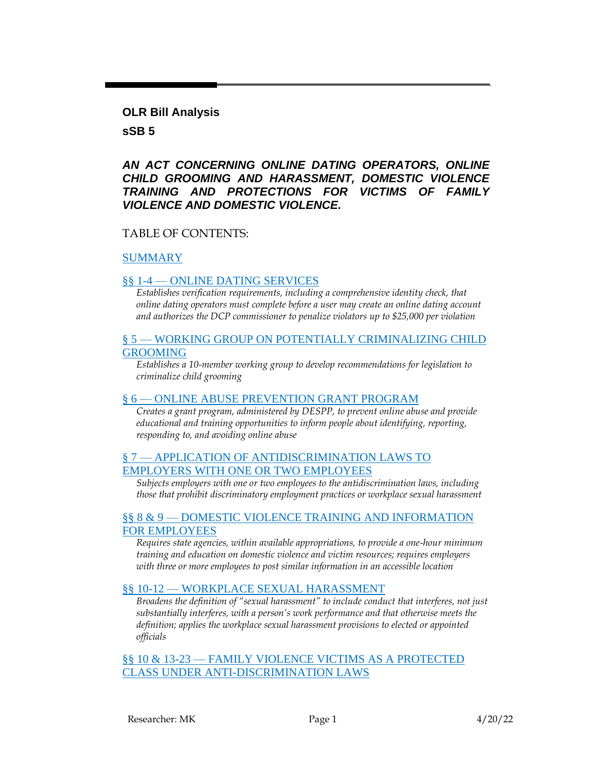**OLR Bill Analysis**

**sSB 5**

***AN ACT CONCERNING ONLINE DATING OPERATORS, ONLINE CHILD GROOMING AND HARASSMENT, DOMESTIC VIOLENCE TRAINING AND PROTECTIONS FOR VICTIMS OF FAMILY VIOLENCE AND DOMESTIC VIOLENCE.***

TABLE OF CONTENTS:

SUMMARY

§§ 1-4 — ONLINE DATING SERVICES

*Establishes verification requirements, including a comprehensive identity check, that online dating operators must complete before a user may create an online dating account and authorizes the DCP commissioner to penalize violators up to $25,000 per violation*

§ 5 — WORKING GROUP ON POTENTIALLY CRIMINALIZING CHILD GROOMING

*Establishes a 10-member working group to develop recommendations for legislation to criminalize child grooming*

§ 6 — ONLINE ABUSE PREVENTION GRANT PROGRAM

*Creates a grant program, administered by DESPP, to prevent online abuse and provide educational and training opportunities to inform people about identifying, reporting, responding to, and avoiding online abuse*

§ 7 — APPLICATION OF ANTIDISCRIMINATION LAWS TO EMPLOYERS WITH ONE OR TWO EMPLOYEES

*Subjects employers with one or two employees to the antidiscrimination laws, including those that prohibit discriminatory employment practices or workplace sexual harassment*

§§ 8 & 9 — DOMESTIC VIOLENCE TRAINING AND INFORMATION FOR EMPLOYEES

*Requires state agencies, within available appropriations, to provide a one-hour minimum training and education on domestic violence and victim resources; requires employers with three or more employees to post similar information in an accessible location*

§§ 10-12 — WORKPLACE SEXUAL HARASSMENT

*Broadens the definition of "sexual harassment" to include conduct that interferes, not just substantially interferes, with a person's work performance and that otherwise meets the definition; applies the workplace sexual harassment provisions to elected or appointed officials*

§§ 10 & 13-23 — FAMILY VIOLENCE VICTIMS AS A PROTECTED CLASS UNDER ANTI-DISCRIMINATION LAWS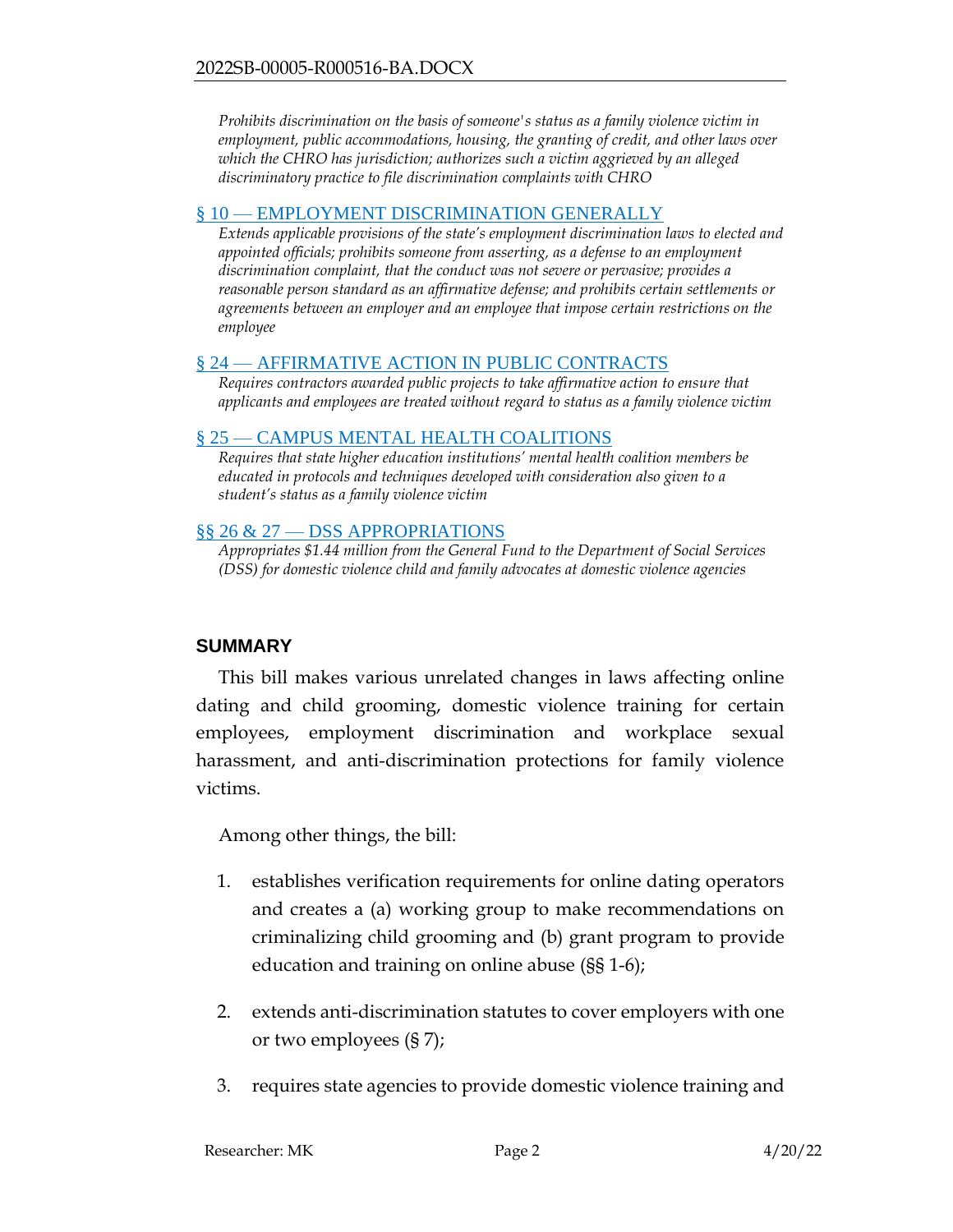*Prohibits discrimination on the basis of someone's status as a family violence victim in employment, public accommodations, housing, the granting of credit, and other laws over which the CHRO has jurisdiction; authorizes such a victim aggrieved by an alleged discriminatory practice to file discrimination complaints with CHRO*

§ 10 — EMPLOYMENT DISCRIMINATION GENERALLY

*Extends applicable provisions of the state's employment discrimination laws to elected and appointed officials; prohibits someone from asserting, as a defense to an employment discrimination complaint, that the conduct was not severe or pervasive; provides a reasonable person standard as an affirmative defense; and prohibits certain settlements or agreements between an employer and an employee that impose certain restrictions on the employee*

§ 24 — AFFIRMATIVE ACTION IN PUBLIC CONTRACTS

*Requires contractors awarded public projects to take affirmative action to ensure that applicants and employees are treated without regard to status as a family violence victim*

§ 25 — CAMPUS MENTAL HEALTH COALITIONS

*Requires that state higher education institutions' mental health coalition members be educated in protocols and techniques developed with consideration also given to a student's status as a family violence victim*

§§ 26 & 27 — DSS APPROPRIATIONS

*Appropriates $1.44 million from the General Fund to the Department of Social Services (DSS) for domestic violence child and family advocates at domestic violence agencies*

## SUMMARY

This bill makes various unrelated changes in laws affecting online dating and child grooming, domestic violence training for certain employees, employment discrimination and workplace sexual harassment, and anti-discrimination protections for family violence victims.

Among other things, the bill:

1. establishes verification requirements for online dating operators and creates a (a) working group to make recommendations on criminalizing child grooming and (b) grant program to provide education and training on online abuse (§§ 1-6);
2. extends anti-discrimination statutes to cover employers with one or two employees (§ 7);
3. requires state agencies to provide domestic violence training and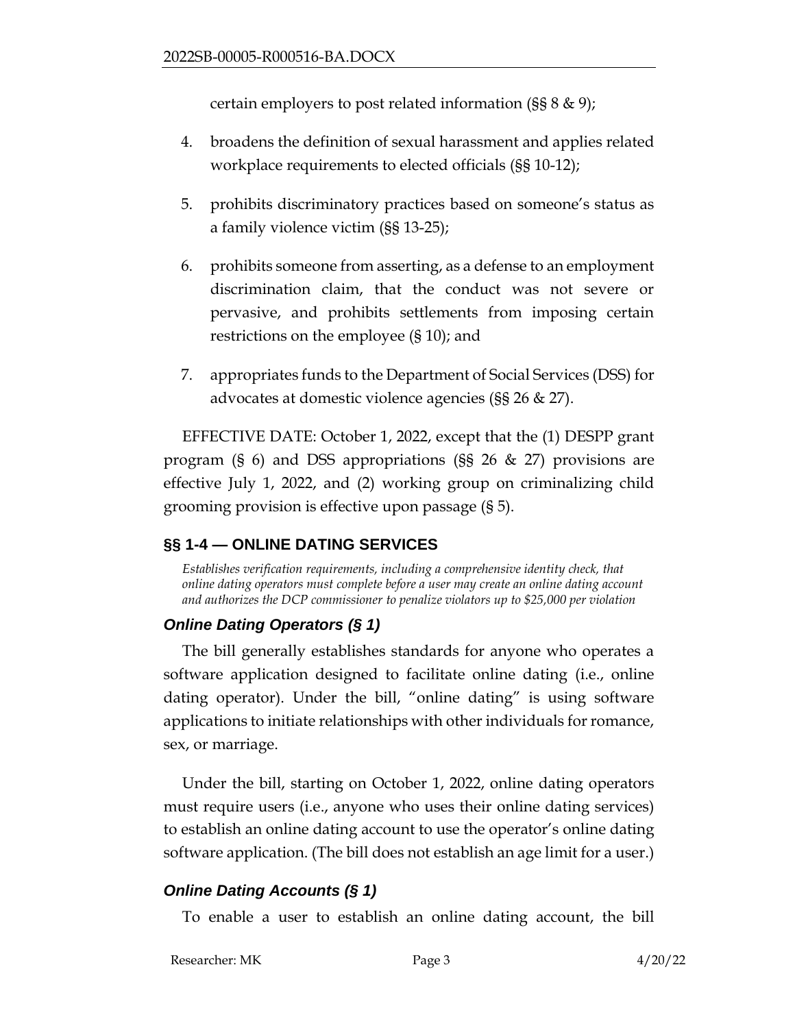certain employers to post related information (§§ 8 & 9);

4. broadens the definition of sexual harassment and applies related workplace requirements to elected officials (§§ 10-12);
5. prohibits discriminatory practices based on someone's status as a family violence victim (§§ 13-25);
6. prohibits someone from asserting, as a defense to an employment discrimination claim, that the conduct was not severe or pervasive, and prohibits settlements from imposing certain restrictions on the employee (§ 10); and
7. appropriates funds to the Department of Social Services (DSS) for advocates at domestic violence agencies (§§ 26 & 27).

EFFECTIVE DATE: October 1, 2022, except that the (1) DESPP grant program (§ 6) and DSS appropriations (§§ 26 & 27) provisions are effective July 1, 2022, and (2) working group on criminalizing child grooming provision is effective upon passage (§ 5).

## §§ 1-4 — ONLINE DATING SERVICES

*Establishes verification requirements, including a comprehensive identity check, that online dating operators must complete before a user may create an online dating account and authorizes the DCP commissioner to penalize violators up to $25,000 per violation*

### *Online Dating Operators (§ 1)*

The bill generally establishes standards for anyone who operates a software application designed to facilitate online dating (i.e., online dating operator). Under the bill, "online dating" is using software applications to initiate relationships with other individuals for romance, sex, or marriage.

Under the bill, starting on October 1, 2022, online dating operators must require users (i.e., anyone who uses their online dating services) to establish an online dating account to use the operator's online dating software application. (The bill does not establish an age limit for a user.)

### *Online Dating Accounts (§ 1)*

To enable a user to establish an online dating account, the bill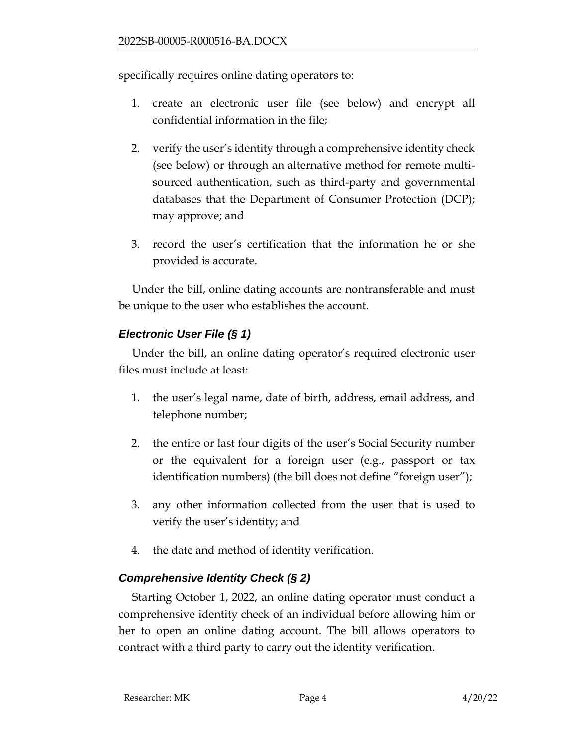specifically requires online dating operators to:

1. create an electronic user file (see below) and encrypt all confidential information in the file;

2. verify the user's identity through a comprehensive identity check (see below) or through an alternative method for remote multi-sourced authentication, such as third-party and governmental databases that the Department of Consumer Protection (DCP); may approve; and

3. record the user's certification that the information he or she provided is accurate.

Under the bill, online dating accounts are nontransferable and must be unique to the user who establishes the account.

### *Electronic User File (§ 1)*

Under the bill, an online dating operator's required electronic user files must include at least:

1. the user's legal name, date of birth, address, email address, and telephone number;

2. the entire or last four digits of the user's Social Security number or the equivalent for a foreign user (e.g., passport or tax identification numbers) (the bill does not define "foreign user");

3. any other information collected from the user that is used to verify the user's identity; and

4. the date and method of identity verification.

### *Comprehensive Identity Check (§ 2)*

Starting October 1, 2022, an online dating operator must conduct a comprehensive identity check of an individual before allowing him or her to open an online dating account. The bill allows operators to contract with a third party to carry out the identity verification.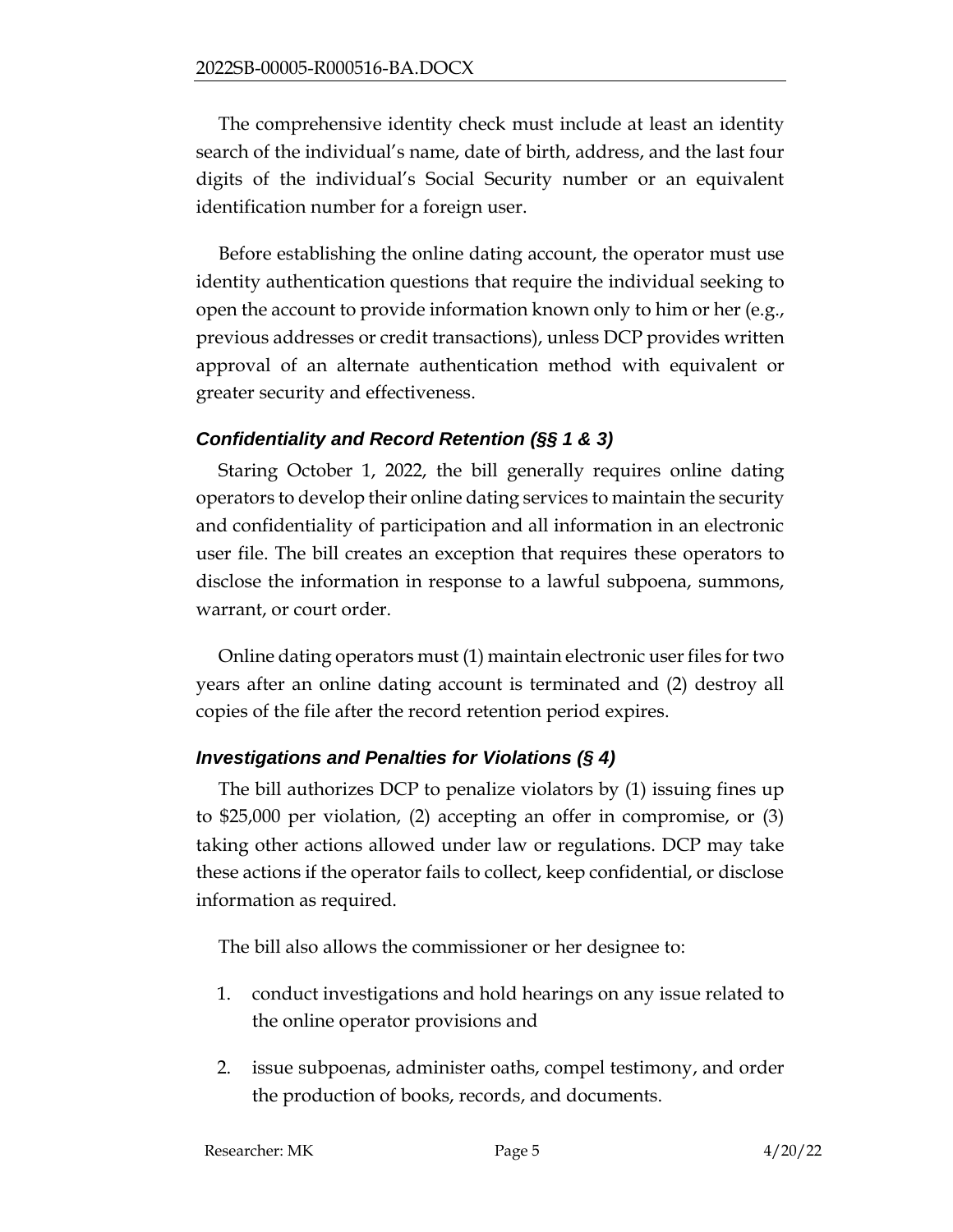The comprehensive identity check must include at least an identity search of the individual's name, date of birth, address, and the last four digits of the individual's Social Security number or an equivalent identification number for a foreign user.

Before establishing the online dating account, the operator must use identity authentication questions that require the individual seeking to open the account to provide information known only to him or her (e.g., previous addresses or credit transactions), unless DCP provides written approval of an alternate authentication method with equivalent or greater security and effectiveness.

### *Confidentiality and Record Retention (§§ 1 & 3)*

Staring October 1, 2022, the bill generally requires online dating operators to develop their online dating services to maintain the security and confidentiality of participation and all information in an electronic user file. The bill creates an exception that requires these operators to disclose the information in response to a lawful subpoena, summons, warrant, or court order.

Online dating operators must (1) maintain electronic user files for two years after an online dating account is terminated and (2) destroy all copies of the file after the record retention period expires.

### *Investigations and Penalties for Violations (§ 4)*

The bill authorizes DCP to penalize violators by (1) issuing fines up to $25,000 per violation, (2) accepting an offer in compromise, or (3) taking other actions allowed under law or regulations. DCP may take these actions if the operator fails to collect, keep confidential, or disclose information as required.

The bill also allows the commissioner or her designee to:

1. conduct investigations and hold hearings on any issue related to the online operator provisions and
2. issue subpoenas, administer oaths, compel testimony, and order the production of books, records, and documents.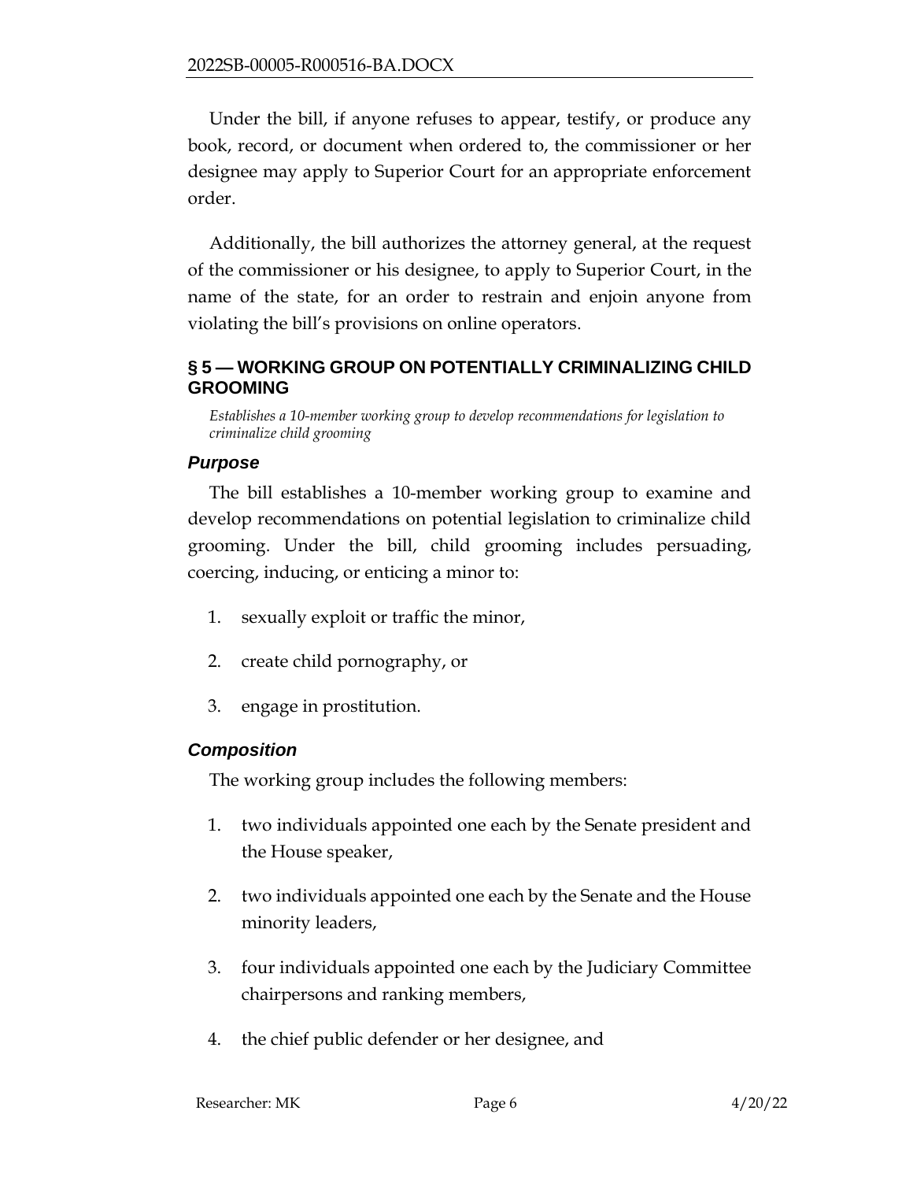Under the bill, if anyone refuses to appear, testify, or produce any book, record, or document when ordered to, the commissioner or her designee may apply to Superior Court for an appropriate enforcement order.

Additionally, the bill authorizes the attorney general, at the request of the commissioner or his designee, to apply to Superior Court, in the name of the state, for an order to restrain and enjoin anyone from violating the bill's provisions on online operators.

## § 5 — WORKING GROUP ON POTENTIALLY CRIMINALIZING CHILD GROOMING

*Establishes a 10-member working group to develop recommendations for legislation to criminalize child grooming*

### *Purpose*

The bill establishes a 10-member working group to examine and develop recommendations on potential legislation to criminalize child grooming. Under the bill, child grooming includes persuading, coercing, inducing, or enticing a minor to:

1. sexually exploit or traffic the minor,
2. create child pornography, or
3. engage in prostitution.

### *Composition*

The working group includes the following members:

1. two individuals appointed one each by the Senate president and the House speaker,
2. two individuals appointed one each by the Senate and the House minority leaders,
3. four individuals appointed one each by the Judiciary Committee chairpersons and ranking members,
4. the chief public defender or her designee, and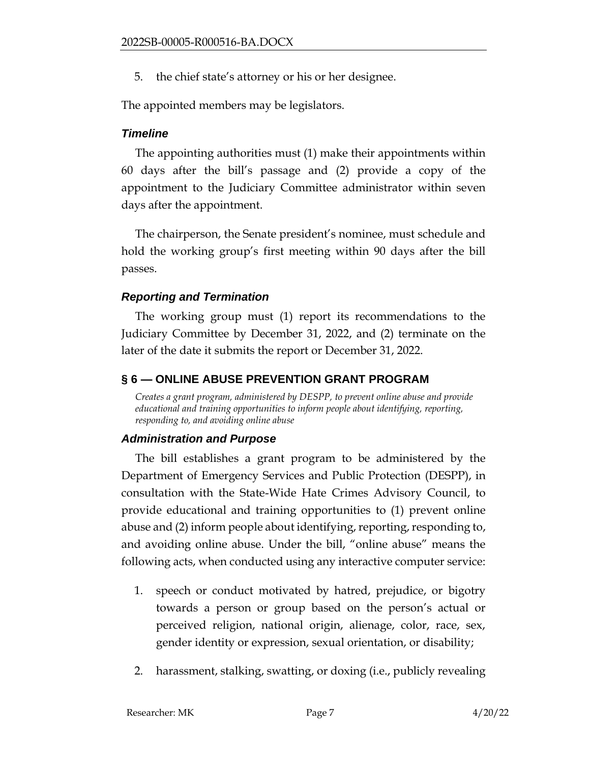5. the chief state's attorney or his or her designee.

The appointed members may be legislators.

### *Timeline*

The appointing authorities must (1) make their appointments within 60 days after the bill's passage and (2) provide a copy of the appointment to the Judiciary Committee administrator within seven days after the appointment.

The chairperson, the Senate president's nominee, must schedule and hold the working group's first meeting within 90 days after the bill passes.

### *Reporting and Termination*

The working group must (1) report its recommendations to the Judiciary Committee by December 31, 2022, and (2) terminate on the later of the date it submits the report or December 31, 2022.

## § 6 — ONLINE ABUSE PREVENTION GRANT PROGRAM

*Creates a grant program, administered by DESPP, to prevent online abuse and provide educational and training opportunities to inform people about identifying, reporting, responding to, and avoiding online abuse*

### *Administration and Purpose*

The bill establishes a grant program to be administered by the Department of Emergency Services and Public Protection (DESPP), in consultation with the State-Wide Hate Crimes Advisory Council, to provide educational and training opportunities to (1) prevent online abuse and (2) inform people about identifying, reporting, responding to, and avoiding online abuse. Under the bill, "online abuse" means the following acts, when conducted using any interactive computer service:

1. speech or conduct motivated by hatred, prejudice, or bigotry towards a person or group based on the person's actual or perceived religion, national origin, alienage, color, race, sex, gender identity or expression, sexual orientation, or disability;
2. harassment, stalking, swatting, or doxing (i.e., publicly revealing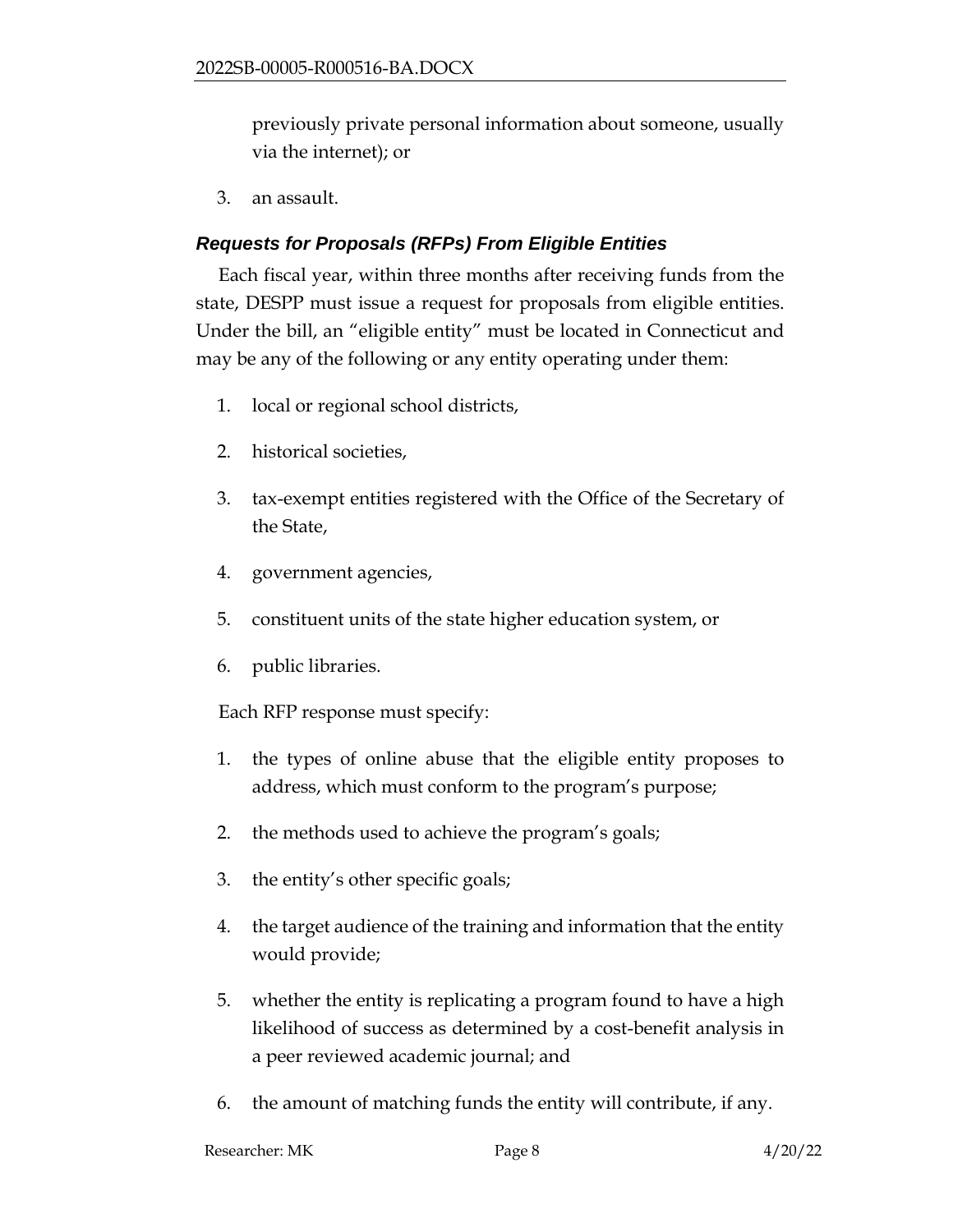previously private personal information about someone, usually via the internet); or

3. an assault.

### *Requests for Proposals (RFPs) From Eligible Entities*

Each fiscal year, within three months after receiving funds from the state, DESPP must issue a request for proposals from eligible entities. Under the bill, an "eligible entity" must be located in Connecticut and may be any of the following or any entity operating under them:

1. local or regional school districts,
2. historical societies,
3. tax-exempt entities registered with the Office of the Secretary of the State,
4. government agencies,
5. constituent units of the state higher education system, or
6. public libraries.

Each RFP response must specify:

1. the types of online abuse that the eligible entity proposes to address, which must conform to the program's purpose;
2. the methods used to achieve the program's goals;
3. the entity's other specific goals;
4. the target audience of the training and information that the entity would provide;
5. whether the entity is replicating a program found to have a high likelihood of success as determined by a cost-benefit analysis in a peer reviewed academic journal; and
6. the amount of matching funds the entity will contribute, if any.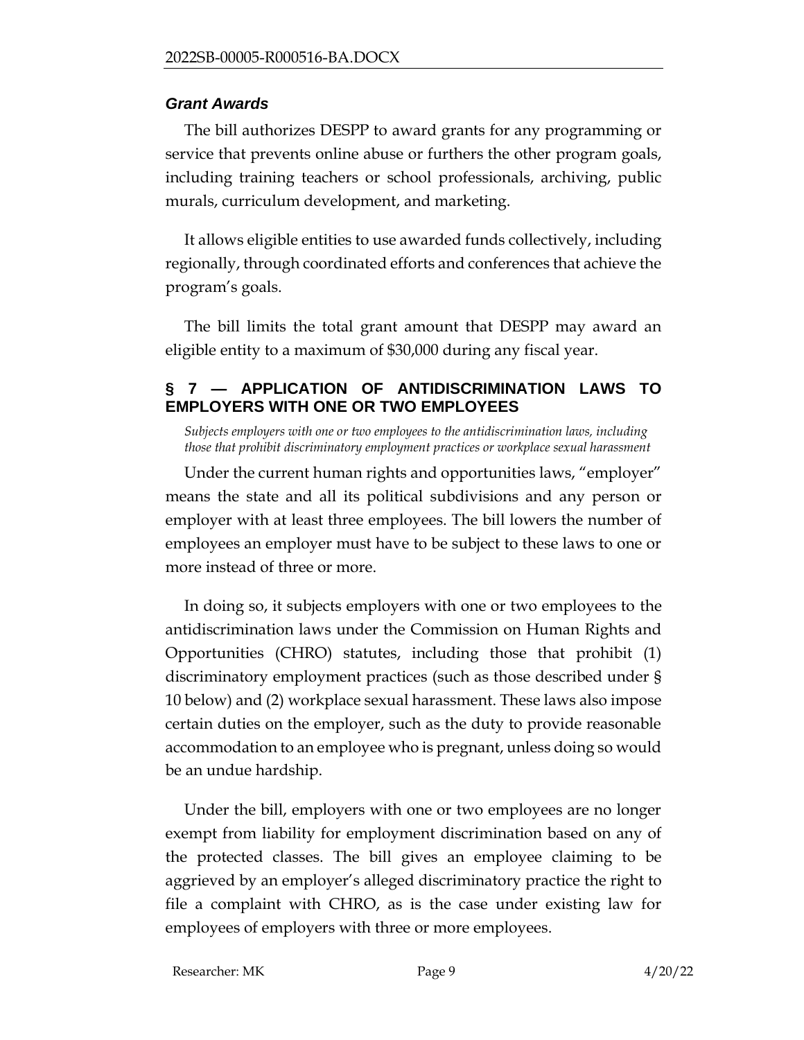### *Grant Awards*

The bill authorizes DESPP to award grants for any programming or service that prevents online abuse or furthers the other program goals, including training teachers or school professionals, archiving, public murals, curriculum development, and marketing.

It allows eligible entities to use awarded funds collectively, including regionally, through coordinated efforts and conferences that achieve the program's goals.

The bill limits the total grant amount that DESPP may award an eligible entity to a maximum of $30,000 during any fiscal year.

## § 7 — APPLICATION OF ANTIDISCRIMINATION LAWS TO EMPLOYERS WITH ONE OR TWO EMPLOYEES

*Subjects employers with one or two employees to the antidiscrimination laws, including those that prohibit discriminatory employment practices or workplace sexual harassment*

Under the current human rights and opportunities laws, "employer" means the state and all its political subdivisions and any person or employer with at least three employees. The bill lowers the number of employees an employer must have to be subject to these laws to one or more instead of three or more.

In doing so, it subjects employers with one or two employees to the antidiscrimination laws under the Commission on Human Rights and Opportunities (CHRO) statutes, including those that prohibit (1) discriminatory employment practices (such as those described under § 10 below) and (2) workplace sexual harassment. These laws also impose certain duties on the employer, such as the duty to provide reasonable accommodation to an employee who is pregnant, unless doing so would be an undue hardship.

Under the bill, employers with one or two employees are no longer exempt from liability for employment discrimination based on any of the protected classes. The bill gives an employee claiming to be aggrieved by an employer's alleged discriminatory practice the right to file a complaint with CHRO, as is the case under existing law for employees of employers with three or more employees.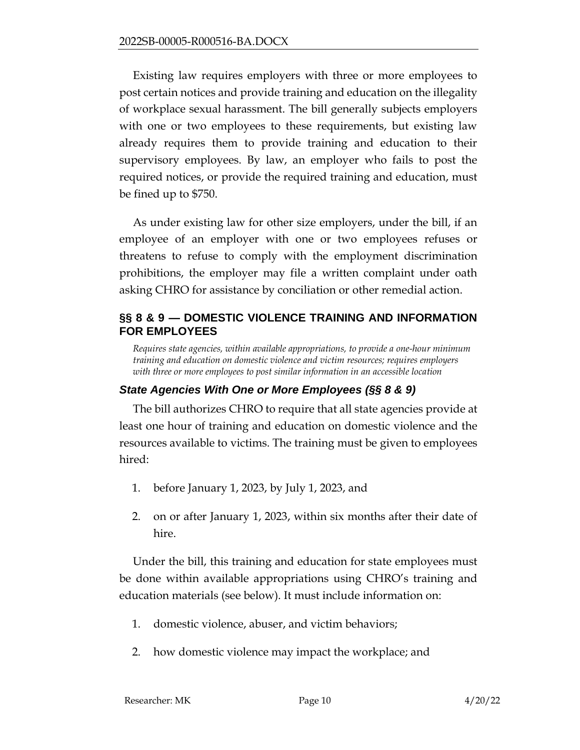Existing law requires employers with three or more employees to post certain notices and provide training and education on the illegality of workplace sexual harassment. The bill generally subjects employers with one or two employees to these requirements, but existing law already requires them to provide training and education to their supervisory employees. By law, an employer who fails to post the required notices, or provide the required training and education, must be fined up to $750.

As under existing law for other size employers, under the bill, if an employee of an employer with one or two employees refuses or threatens to refuse to comply with the employment discrimination prohibitions, the employer may file a written complaint under oath asking CHRO for assistance by conciliation or other remedial action.

## §§ 8 & 9 — DOMESTIC VIOLENCE TRAINING AND INFORMATION FOR EMPLOYEES

*Requires state agencies, within available appropriations, to provide a one-hour minimum training and education on domestic violence and victim resources; requires employers with three or more employees to post similar information in an accessible location*

### *State Agencies With One or More Employees (§§ 8 & 9)*

The bill authorizes CHRO to require that all state agencies provide at least one hour of training and education on domestic violence and the resources available to victims. The training must be given to employees hired:

1. before January 1, 2023, by July 1, 2023, and
2. on or after January 1, 2023, within six months after their date of hire.

Under the bill, this training and education for state employees must be done within available appropriations using CHRO's training and education materials (see below). It must include information on:

1. domestic violence, abuser, and victim behaviors;
2. how domestic violence may impact the workplace; and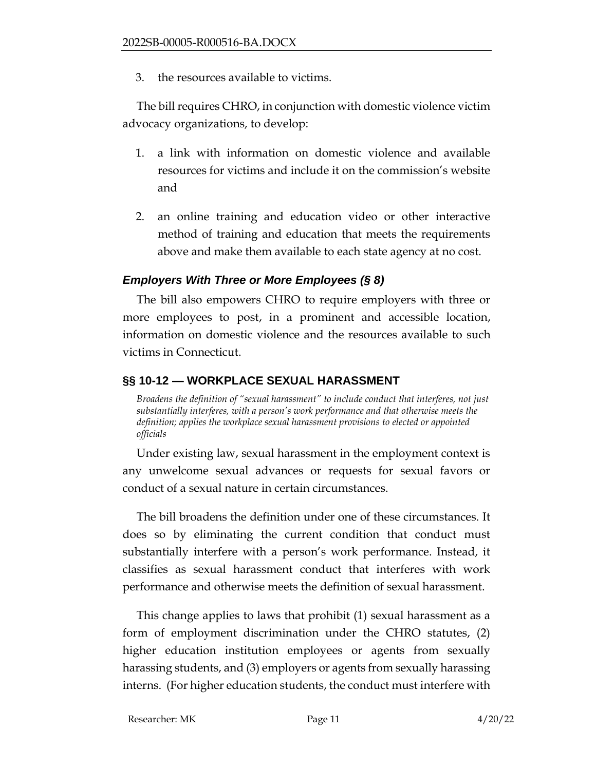3. the resources available to victims.

The bill requires CHRO, in conjunction with domestic violence victim advocacy organizations, to develop:

1. a link with information on domestic violence and available resources for victims and include it on the commission's website and
2. an online training and education video or other interactive method of training and education that meets the requirements above and make them available to each state agency at no cost.

### *Employers With Three or More Employees (§ 8)*

The bill also empowers CHRO to require employers with three or more employees to post, in a prominent and accessible location, information on domestic violence and the resources available to such victims in Connecticut.

## §§ 10-12 — WORKPLACE SEXUAL HARASSMENT

*Broadens the definition of "sexual harassment" to include conduct that interferes, not just substantially interferes, with a person's work performance and that otherwise meets the definition; applies the workplace sexual harassment provisions to elected or appointed officials*

Under existing law, sexual harassment in the employment context is any unwelcome sexual advances or requests for sexual favors or conduct of a sexual nature in certain circumstances.

The bill broadens the definition under one of these circumstances. It does so by eliminating the current condition that conduct must substantially interfere with a person's work performance. Instead, it classifies as sexual harassment conduct that interferes with work performance and otherwise meets the definition of sexual harassment.

This change applies to laws that prohibit (1) sexual harassment as a form of employment discrimination under the CHRO statutes, (2) higher education institution employees or agents from sexually harassing students, and (3) employers or agents from sexually harassing interns. (For higher education students, the conduct must interfere with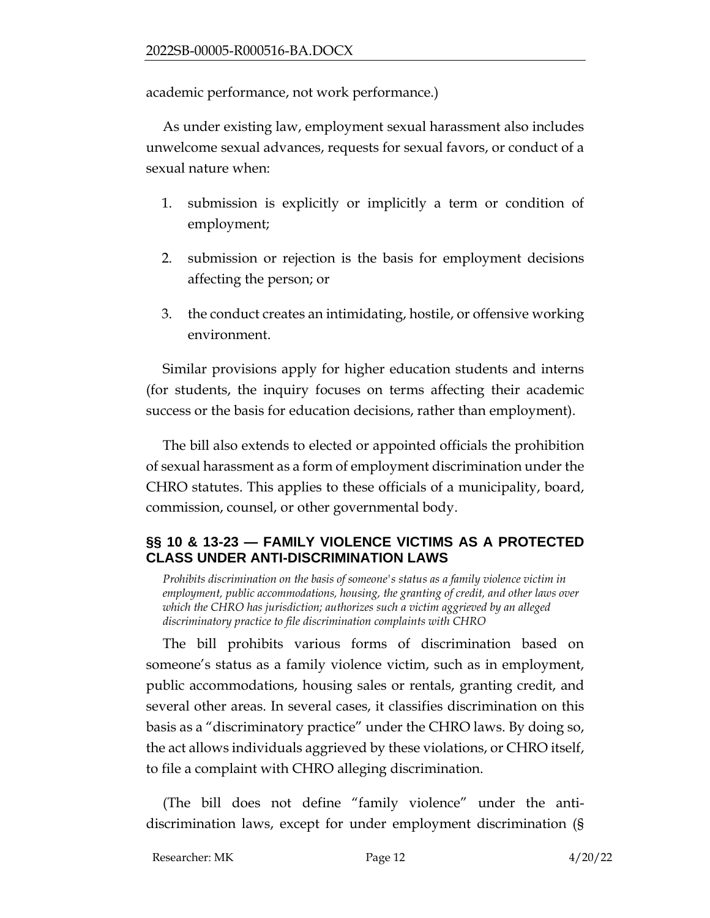academic performance, not work performance.)

As under existing law, employment sexual harassment also includes unwelcome sexual advances, requests for sexual favors, or conduct of a sexual nature when:

1. submission is explicitly or implicitly a term or condition of employment;
2. submission or rejection is the basis for employment decisions affecting the person; or
3. the conduct creates an intimidating, hostile, or offensive working environment.

Similar provisions apply for higher education students and interns (for students, the inquiry focuses on terms affecting their academic success or the basis for education decisions, rather than employment).

The bill also extends to elected or appointed officials the prohibition of sexual harassment as a form of employment discrimination under the CHRO statutes. This applies to these officials of a municipality, board, commission, counsel, or other governmental body.

## §§ 10 & 13-23 — FAMILY VIOLENCE VICTIMS AS A PROTECTED CLASS UNDER ANTI-DISCRIMINATION LAWS

*Prohibits discrimination on the basis of someone's status as a family violence victim in employment, public accommodations, housing, the granting of credit, and other laws over which the CHRO has jurisdiction; authorizes such a victim aggrieved by an alleged discriminatory practice to file discrimination complaints with CHRO*

The bill prohibits various forms of discrimination based on someone's status as a family violence victim, such as in employment, public accommodations, housing sales or rentals, granting credit, and several other areas. In several cases, it classifies discrimination on this basis as a "discriminatory practice" under the CHRO laws. By doing so, the act allows individuals aggrieved by these violations, or CHRO itself, to file a complaint with CHRO alleging discrimination.

(The bill does not define "family violence" under the anti-discrimination laws, except for under employment discrimination (§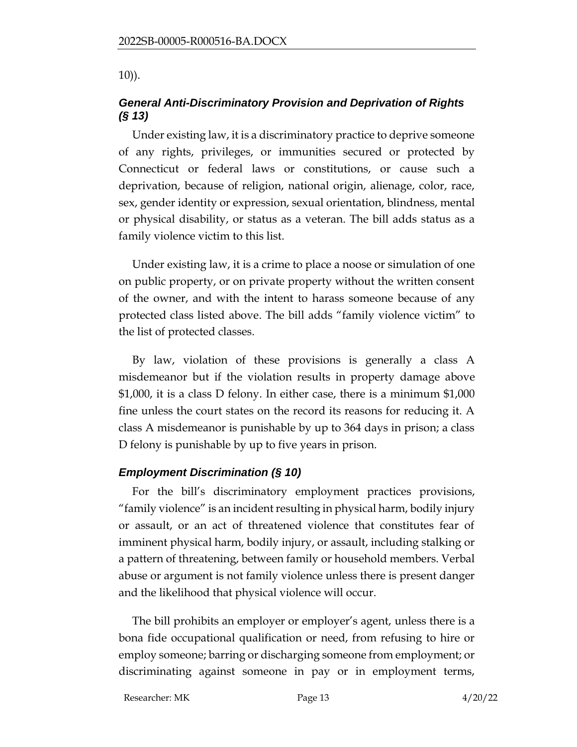10)).

### *General Anti-Discriminatory Provision and Deprivation of Rights (§ 13)*

Under existing law, it is a discriminatory practice to deprive someone of any rights, privileges, or immunities secured or protected by Connecticut or federal laws or constitutions, or cause such a deprivation, because of religion, national origin, alienage, color, race, sex, gender identity or expression, sexual orientation, blindness, mental or physical disability, or status as a veteran. The bill adds status as a family violence victim to this list.

Under existing law, it is a crime to place a noose or simulation of one on public property, or on private property without the written consent of the owner, and with the intent to harass someone because of any protected class listed above. The bill adds "family violence victim" to the list of protected classes.

By law, violation of these provisions is generally a class A misdemeanor but if the violation results in property damage above $1,000, it is a class D felony. In either case, there is a minimum $1,000 fine unless the court states on the record its reasons for reducing it. A class A misdemeanor is punishable by up to 364 days in prison; a class D felony is punishable by up to five years in prison.

### *Employment Discrimination (§ 10)*

For the bill's discriminatory employment practices provisions, "family violence" is an incident resulting in physical harm, bodily injury or assault, or an act of threatened violence that constitutes fear of imminent physical harm, bodily injury, or assault, including stalking or a pattern of threatening, between family or household members. Verbal abuse or argument is not family violence unless there is present danger and the likelihood that physical violence will occur.

The bill prohibits an employer or employer's agent, unless there is a bona fide occupational qualification or need, from refusing to hire or employ someone; barring or discharging someone from employment; or discriminating against someone in pay or in employment terms,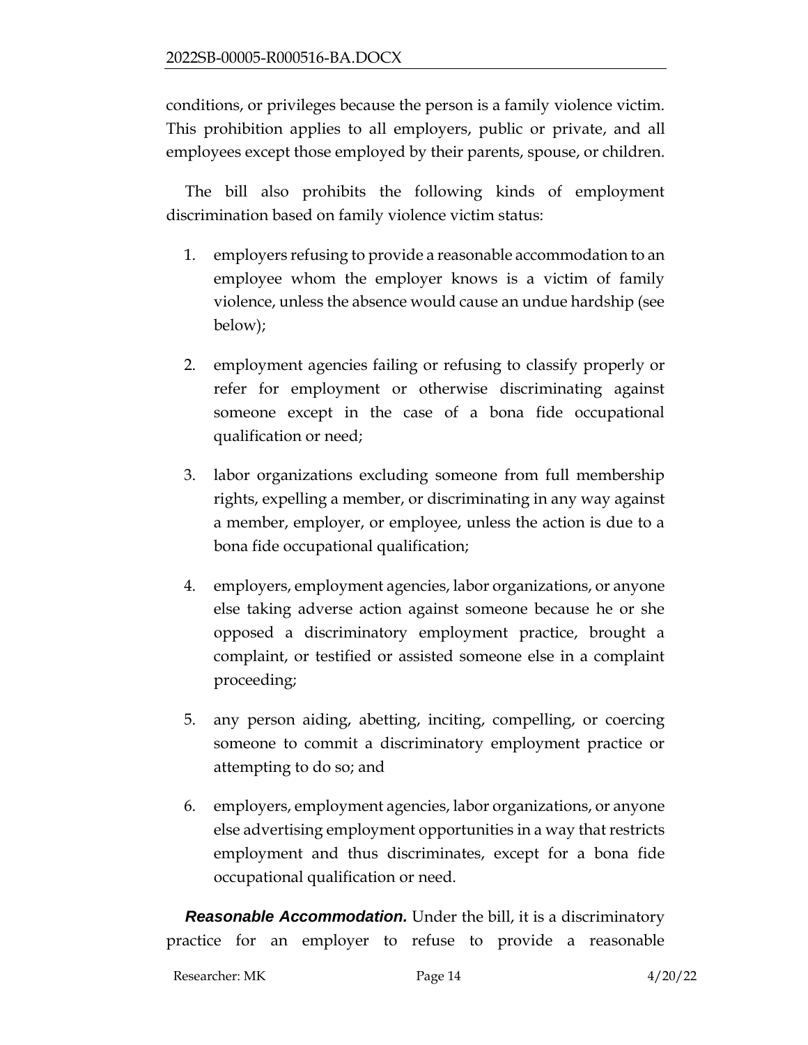conditions, or privileges because the person is a family violence victim. This prohibition applies to all employers, public or private, and all employees except those employed by their parents, spouse, or children.

The bill also prohibits the following kinds of employment discrimination based on family violence victim status:

1. employers refusing to provide a reasonable accommodation to an employee whom the employer knows is a victim of family violence, unless the absence would cause an undue hardship (see below);

2. employment agencies failing or refusing to classify properly or refer for employment or otherwise discriminating against someone except in the case of a bona fide occupational qualification or need;

3. labor organizations excluding someone from full membership rights, expelling a member, or discriminating in any way against a member, employer, or employee, unless the action is due to a bona fide occupational qualification;

4. employers, employment agencies, labor organizations, or anyone else taking adverse action against someone because he or she opposed a discriminatory employment practice, brought a complaint, or testified or assisted someone else in a complaint proceeding;

5. any person aiding, abetting, inciting, compelling, or coercing someone to commit a discriminatory employment practice or attempting to do so; and

6. employers, employment agencies, labor organizations, or anyone else advertising employment opportunities in a way that restricts employment and thus discriminates, except for a bona fide occupational qualification or need.

***Reasonable Accommodation.*** Under the bill, it is a discriminatory practice for an employer to refuse to provide a reasonable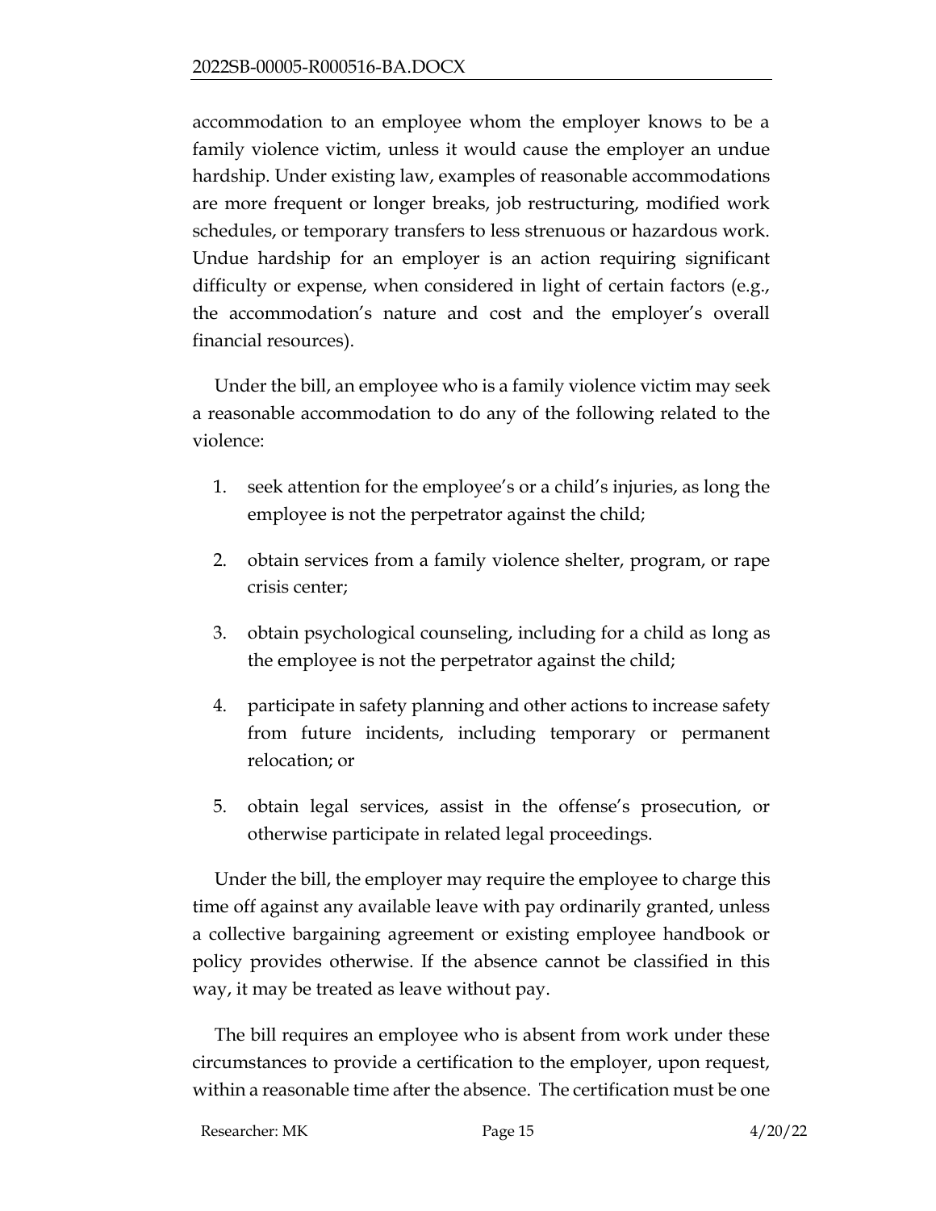accommodation to an employee whom the employer knows to be a family violence victim, unless it would cause the employer an undue hardship. Under existing law, examples of reasonable accommodations are more frequent or longer breaks, job restructuring, modified work schedules, or temporary transfers to less strenuous or hazardous work. Undue hardship for an employer is an action requiring significant difficulty or expense, when considered in light of certain factors (e.g., the accommodation's nature and cost and the employer's overall financial resources).

Under the bill, an employee who is a family violence victim may seek a reasonable accommodation to do any of the following related to the violence:

1. seek attention for the employee's or a child's injuries, as long the employee is not the perpetrator against the child;
2. obtain services from a family violence shelter, program, or rape crisis center;
3. obtain psychological counseling, including for a child as long as the employee is not the perpetrator against the child;
4. participate in safety planning and other actions to increase safety from future incidents, including temporary or permanent relocation; or
5. obtain legal services, assist in the offense's prosecution, or otherwise participate in related legal proceedings.

Under the bill, the employer may require the employee to charge this time off against any available leave with pay ordinarily granted, unless a collective bargaining agreement or existing employee handbook or policy provides otherwise. If the absence cannot be classified in this way, it may be treated as leave without pay.

The bill requires an employee who is absent from work under these circumstances to provide a certification to the employer, upon request, within a reasonable time after the absence. The certification must be one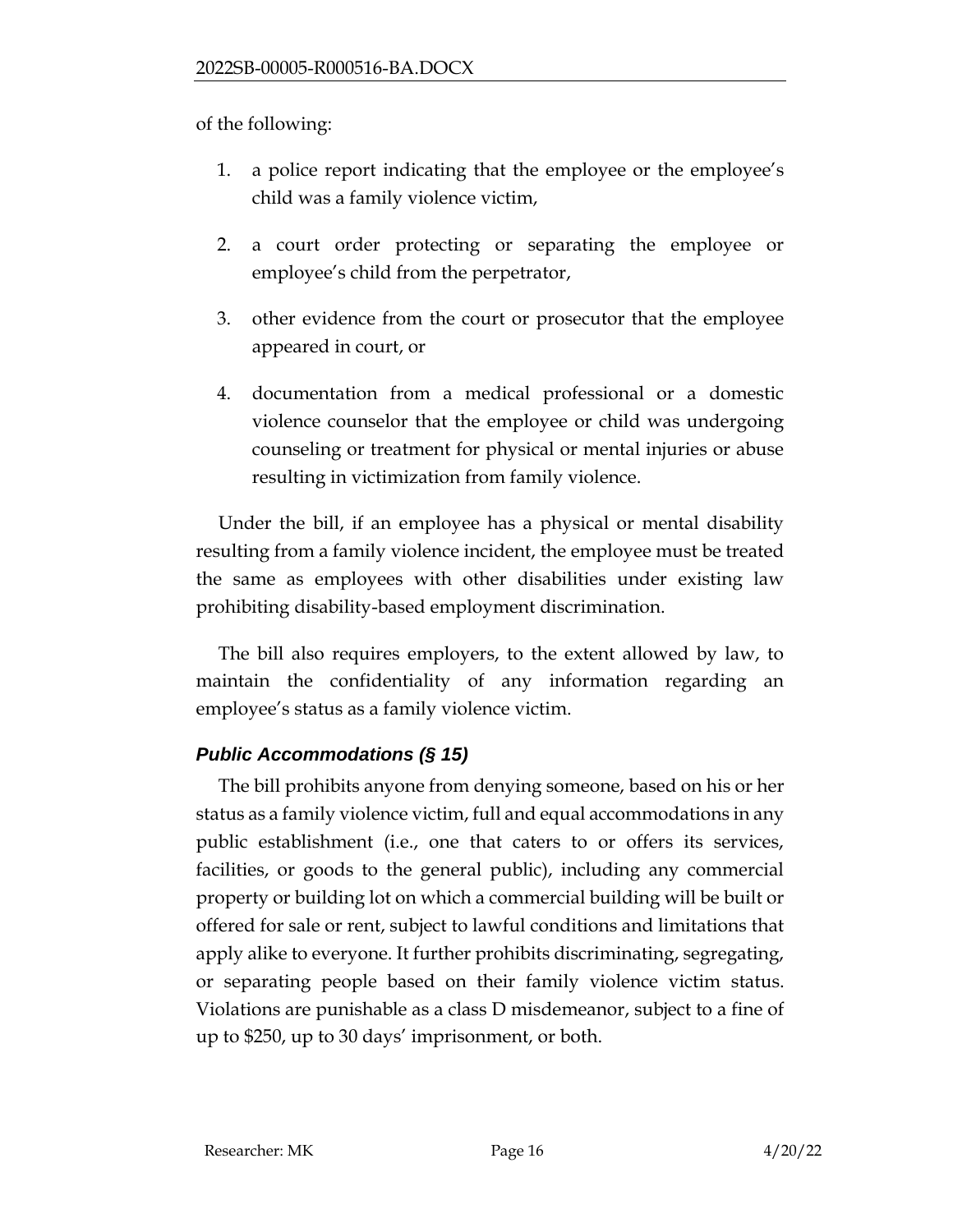of the following:

1. a police report indicating that the employee or the employee's child was a family violence victim,
2. a court order protecting or separating the employee or employee's child from the perpetrator,
3. other evidence from the court or prosecutor that the employee appeared in court, or
4. documentation from a medical professional or a domestic violence counselor that the employee or child was undergoing counseling or treatment for physical or mental injuries or abuse resulting in victimization from family violence.

Under the bill, if an employee has a physical or mental disability resulting from a family violence incident, the employee must be treated the same as employees with other disabilities under existing law prohibiting disability-based employment discrimination.

The bill also requires employers, to the extent allowed by law, to maintain the confidentiality of any information regarding an employee's status as a family violence victim.

### *Public Accommodations (§ 15)*

The bill prohibits anyone from denying someone, based on his or her status as a family violence victim, full and equal accommodations in any public establishment (i.e., one that caters to or offers its services, facilities, or goods to the general public), including any commercial property or building lot on which a commercial building will be built or offered for sale or rent, subject to lawful conditions and limitations that apply alike to everyone. It further prohibits discriminating, segregating, or separating people based on their family violence victim status. Violations are punishable as a class D misdemeanor, subject to a fine of up to $250, up to 30 days' imprisonment, or both.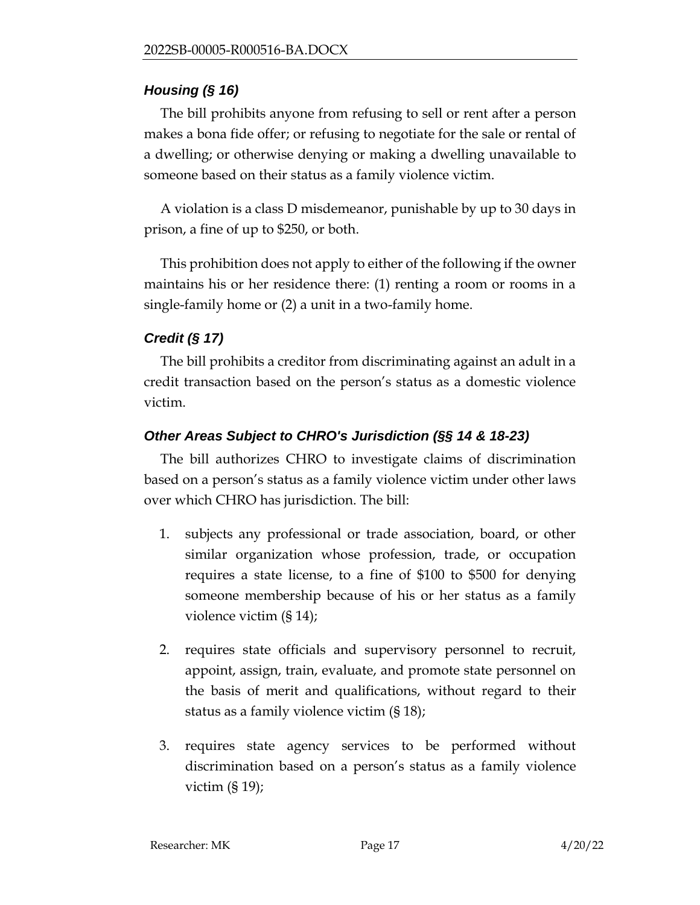### *Housing (§ 16)*

The bill prohibits anyone from refusing to sell or rent after a person makes a bona fide offer; or refusing to negotiate for the sale or rental of a dwelling; or otherwise denying or making a dwelling unavailable to someone based on their status as a family violence victim.

A violation is a class D misdemeanor, punishable by up to 30 days in prison, a fine of up to $250, or both.

This prohibition does not apply to either of the following if the owner maintains his or her residence there: (1) renting a room or rooms in a single-family home or (2) a unit in a two-family home.

### *Credit (§ 17)*

The bill prohibits a creditor from discriminating against an adult in a credit transaction based on the person's status as a domestic violence victim.

### *Other Areas Subject to CHRO's Jurisdiction (§§ 14 & 18-23)*

The bill authorizes CHRO to investigate claims of discrimination based on a person's status as a family violence victim under other laws over which CHRO has jurisdiction. The bill:

1. subjects any professional or trade association, board, or other similar organization whose profession, trade, or occupation requires a state license, to a fine of $100 to $500 for denying someone membership because of his or her status as a family violence victim (§ 14);

2. requires state officials and supervisory personnel to recruit, appoint, assign, train, evaluate, and promote state personnel on the basis of merit and qualifications, without regard to their status as a family violence victim (§ 18);

3. requires state agency services to be performed without discrimination based on a person's status as a family violence victim (§ 19);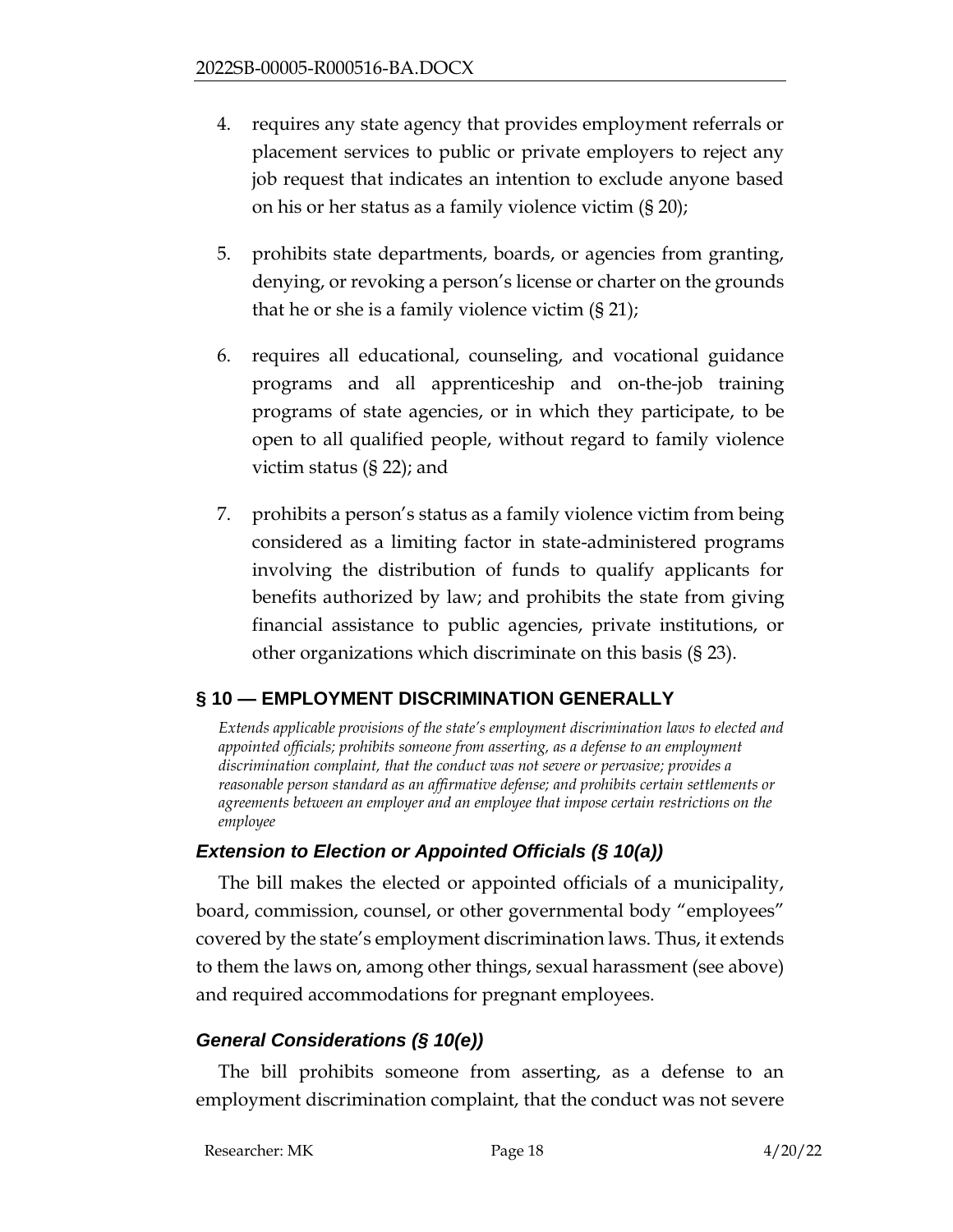4. requires any state agency that provides employment referrals or placement services to public or private employers to reject any job request that indicates an intention to exclude anyone based on his or her status as a family violence victim (§ 20);

5. prohibits state departments, boards, or agencies from granting, denying, or revoking a person's license or charter on the grounds that he or she is a family violence victim (§ 21);

6. requires all educational, counseling, and vocational guidance programs and all apprenticeship and on-the-job training programs of state agencies, or in which they participate, to be open to all qualified people, without regard to family violence victim status (§ 22); and

7. prohibits a person's status as a family violence victim from being considered as a limiting factor in state-administered programs involving the distribution of funds to qualify applicants for benefits authorized by law; and prohibits the state from giving financial assistance to public agencies, private institutions, or other organizations which discriminate on this basis (§ 23).

## § 10 — EMPLOYMENT DISCRIMINATION GENERALLY

*Extends applicable provisions of the state's employment discrimination laws to elected and appointed officials; prohibits someone from asserting, as a defense to an employment discrimination complaint, that the conduct was not severe or pervasive; provides a reasonable person standard as an affirmative defense; and prohibits certain settlements or agreements between an employer and an employee that impose certain restrictions on the employee*

### *Extension to Election or Appointed Officials (§ 10(a))*

The bill makes the elected or appointed officials of a municipality, board, commission, counsel, or other governmental body "employees" covered by the state's employment discrimination laws. Thus, it extends to them the laws on, among other things, sexual harassment (see above) and required accommodations for pregnant employees.

### *General Considerations (§ 10(e))*

The bill prohibits someone from asserting, as a defense to an employment discrimination complaint, that the conduct was not severe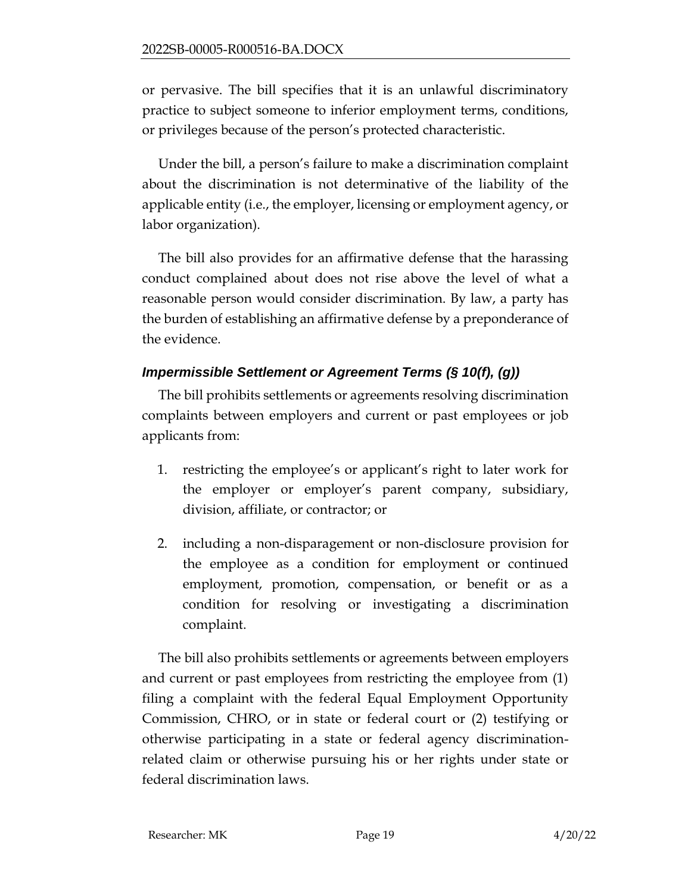or pervasive. The bill specifies that it is an unlawful discriminatory practice to subject someone to inferior employment terms, conditions, or privileges because of the person's protected characteristic.

Under the bill, a person's failure to make a discrimination complaint about the discrimination is not determinative of the liability of the applicable entity (i.e., the employer, licensing or employment agency, or labor organization).

The bill also provides for an affirmative defense that the harassing conduct complained about does not rise above the level of what a reasonable person would consider discrimination. By law, a party has the burden of establishing an affirmative defense by a preponderance of the evidence.

### *Impermissible Settlement or Agreement Terms (§ 10(f), (g))*

The bill prohibits settlements or agreements resolving discrimination complaints between employers and current or past employees or job applicants from:

1. restricting the employee's or applicant's right to later work for the employer or employer's parent company, subsidiary, division, affiliate, or contractor; or
2. including a non-disparagement or non-disclosure provision for the employee as a condition for employment or continued employment, promotion, compensation, or benefit or as a condition for resolving or investigating a discrimination complaint.

The bill also prohibits settlements or agreements between employers and current or past employees from restricting the employee from (1) filing a complaint with the federal Equal Employment Opportunity Commission, CHRO, or in state or federal court or (2) testifying or otherwise participating in a state or federal agency discrimination-related claim or otherwise pursuing his or her rights under state or federal discrimination laws.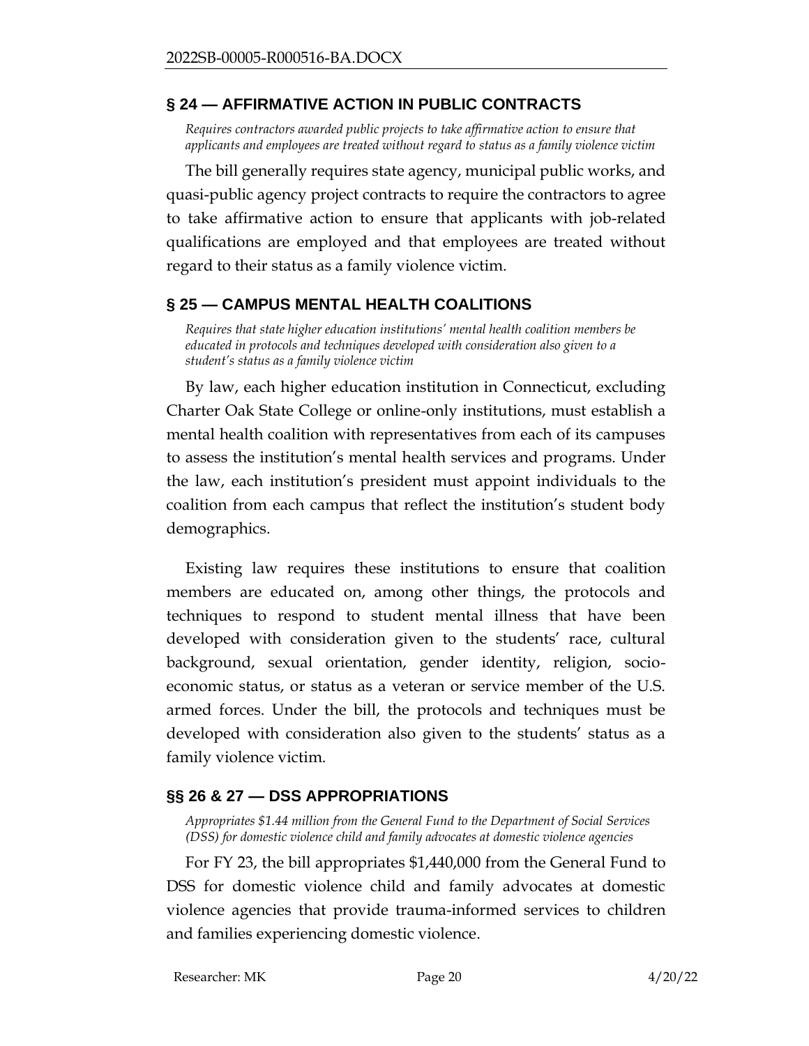## § 24 — AFFIRMATIVE ACTION IN PUBLIC CONTRACTS

*Requires contractors awarded public projects to take affirmative action to ensure that applicants and employees are treated without regard to status as a family violence victim*

The bill generally requires state agency, municipal public works, and quasi-public agency project contracts to require the contractors to agree to take affirmative action to ensure that applicants with job-related qualifications are employed and that employees are treated without regard to their status as a family violence victim.

## § 25 — CAMPUS MENTAL HEALTH COALITIONS

*Requires that state higher education institutions' mental health coalition members be educated in protocols and techniques developed with consideration also given to a student's status as a family violence victim*

By law, each higher education institution in Connecticut, excluding Charter Oak State College or online-only institutions, must establish a mental health coalition with representatives from each of its campuses to assess the institution's mental health services and programs. Under the law, each institution's president must appoint individuals to the coalition from each campus that reflect the institution's student body demographics.

Existing law requires these institutions to ensure that coalition members are educated on, among other things, the protocols and techniques to respond to student mental illness that have been developed with consideration given to the students' race, cultural background, sexual orientation, gender identity, religion, socio-economic status, or status as a veteran or service member of the U.S. armed forces. Under the bill, the protocols and techniques must be developed with consideration also given to the students' status as a family violence victim.

## §§ 26 & 27 — DSS APPROPRIATIONS

*Appropriates $1.44 million from the General Fund to the Department of Social Services (DSS) for domestic violence child and family advocates at domestic violence agencies*

For FY 23, the bill appropriates $1,440,000 from the General Fund to DSS for domestic violence child and family advocates at domestic violence agencies that provide trauma-informed services to children and families experiencing domestic violence.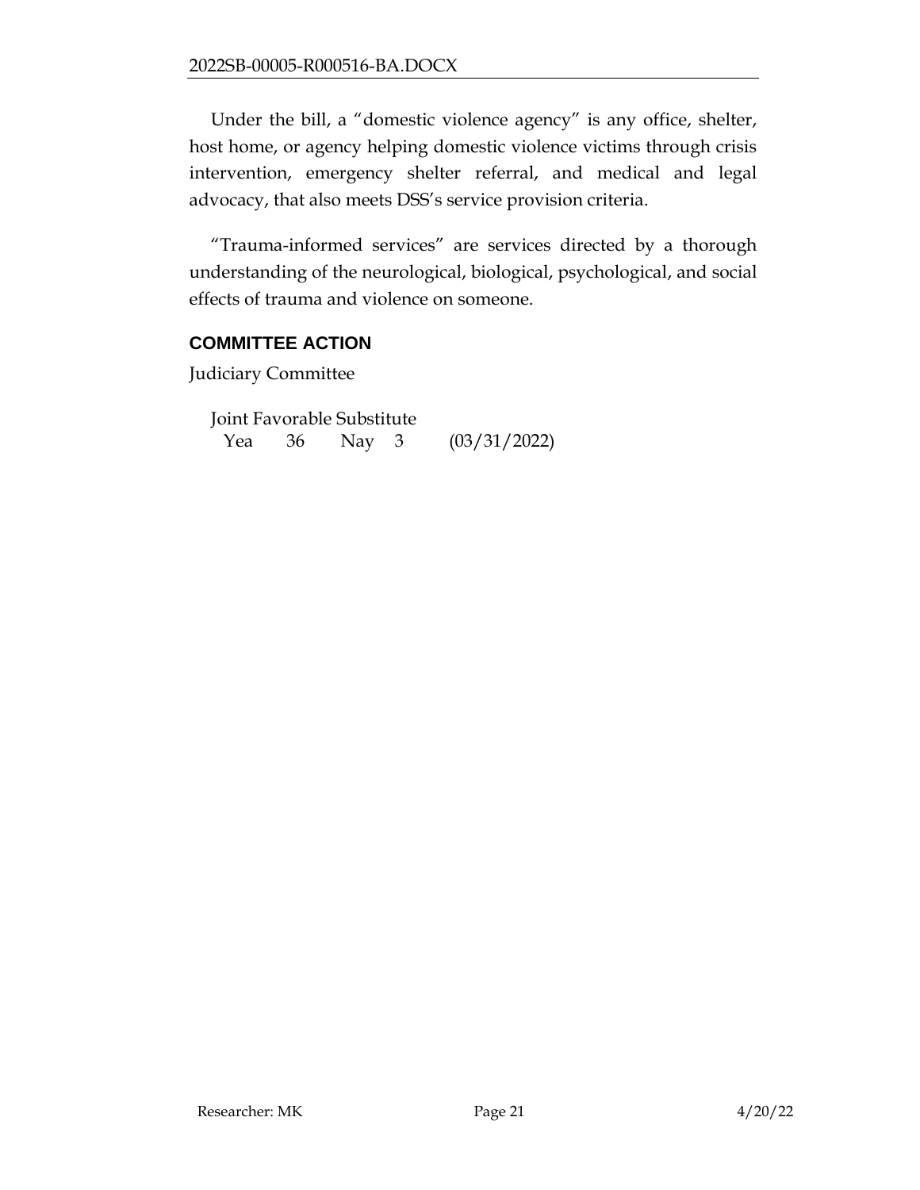Under the bill, a "domestic violence agency" is any office, shelter, host home, or agency helping domestic violence victims through crisis intervention, emergency shelter referral, and medical and legal advocacy, that also meets DSS's service provision criteria.

"Trauma-informed services" are services directed by a thorough understanding of the neurological, biological, psychological, and social effects of trauma and violence on someone.

## COMMITTEE ACTION

Judiciary Committee

Joint Favorable Substitute
Yea 36 Nay 3 (03/31/2022)